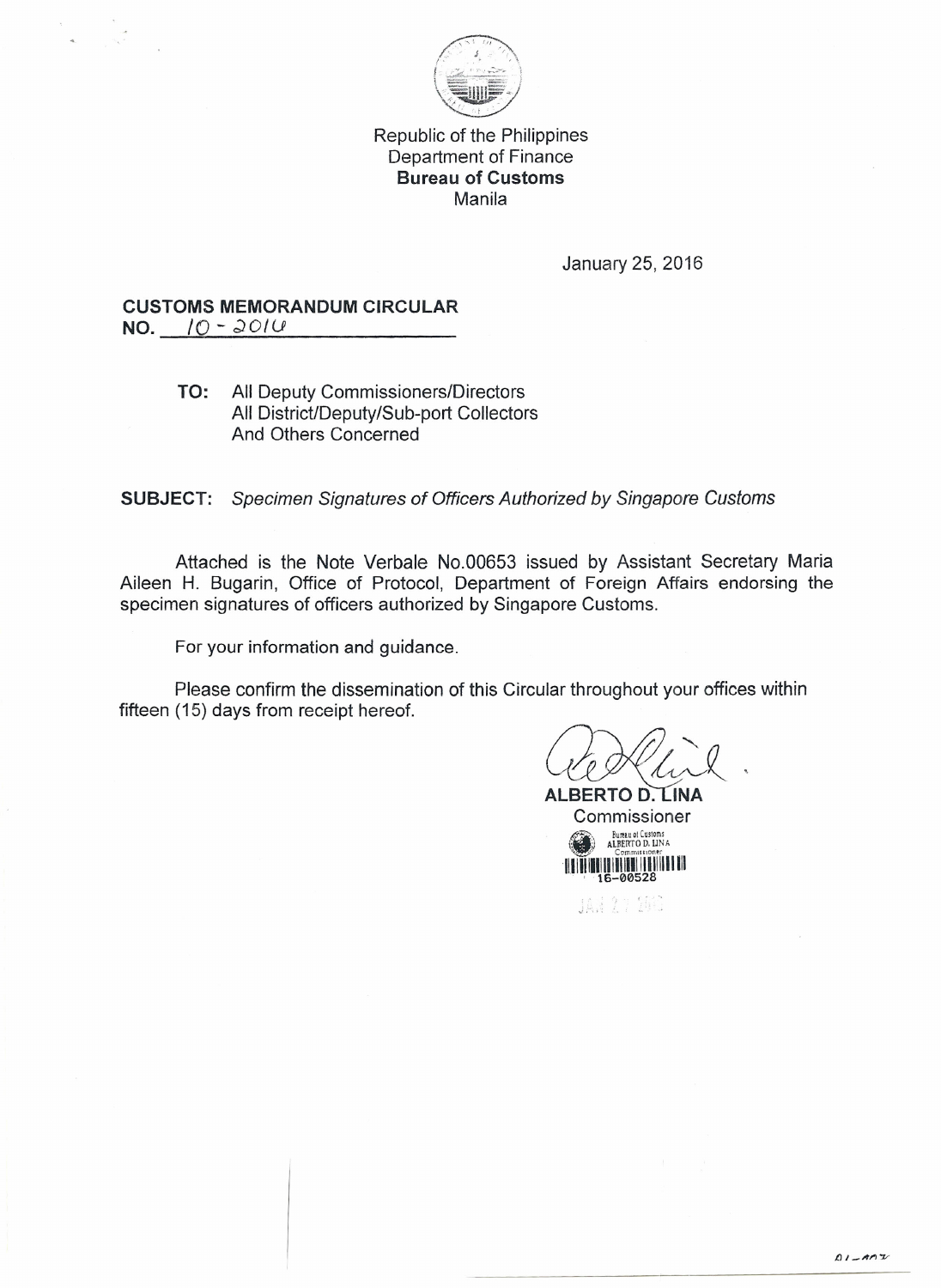Republic of the Philippines
Department of Finance
**Bureau of Customs**
Manila

January 25, 2016

**CUSTOMS MEMORANDUM CIRCULAR**
**NO.** 10 - 2016

> **TO:** All Deputy Commissioners/Directors
> All District/Deputy/Sub-port Collectors
> And Others Concerned

**SUBJECT:** *Specimen Signatures of Officers Authorized by Singapore Customs*

Attached is the Note Verbale No.00653 issued by Assistant Secretary Maria Aileen H. Bugarin, Office of Protocol, Department of Foreign Affairs endorsing the specimen signatures of officers authorized by Singapore Customs.

For your information and guidance.

Please confirm the dissemination of this Circular throughout your offices within fifteen (15) days from receipt hereof.

**ALBERTO D. LINA**
Commissioner

Bureau of Customs
ALBERTO D. LINA
Commissioner
16-00528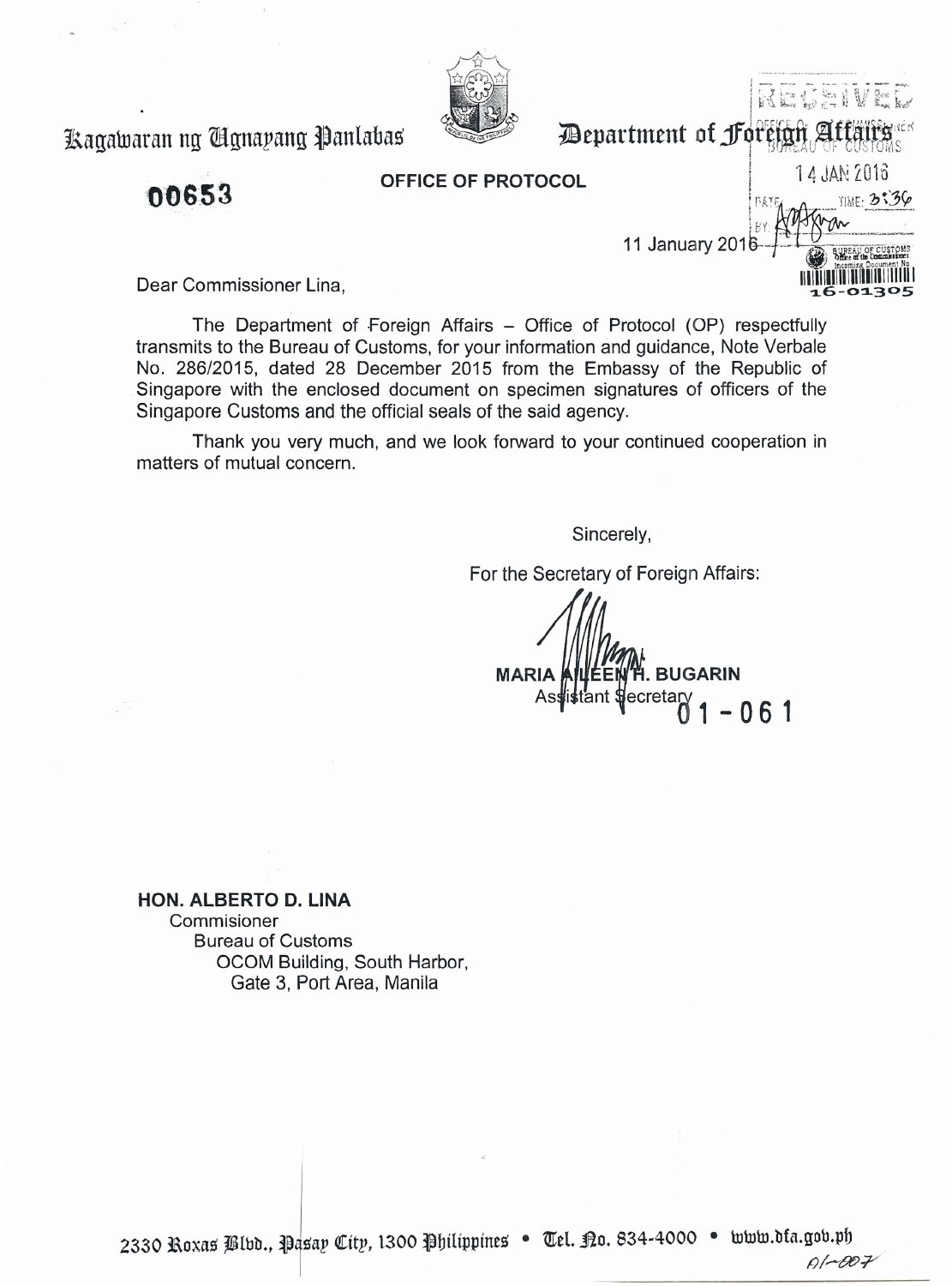Kagawaran ng Ugnayang Panlabas

Department of Foreign Affairs

**00653**

**OFFICE OF PROTOCOL**

RECEIVED
OFFICE OF THE COMMISSIONER
BUREAU OF CUSTOMS
14 JAN 2016
DATE: TIME: 3:36
BY:

BUREAU OF CUSTOMS
Office of the Commissioner
Incoming Document No.
16-01305

11 January 2016

Dear Commissioner Lina,

The Department of Foreign Affairs – Office of Protocol (OP) respectfully transmits to the Bureau of Customs, for your information and guidance, Note Verbale No. 286/2015, dated 28 December 2015 from the Embassy of the Republic of Singapore with the enclosed document on specimen signatures of officers of the Singapore Customs and the official seals of the said agency.

Thank you very much, and we look forward to your continued cooperation in matters of mutual concern.

Sincerely,

For the Secretary of Foreign Affairs:

**MARIA AILEEN H. BUGARIN**
Assistant Secretary

01-061

**HON. ALBERTO D. LINA**
Commisioner
Bureau of Customs
OCOM Building, South Harbor,
Gate 3, Port Area, Manila

2330 Roxas Blvd., Pasay City, 1300 Philippines • Tel. No. 834-4000 • www.dfa.gov.ph

01-007